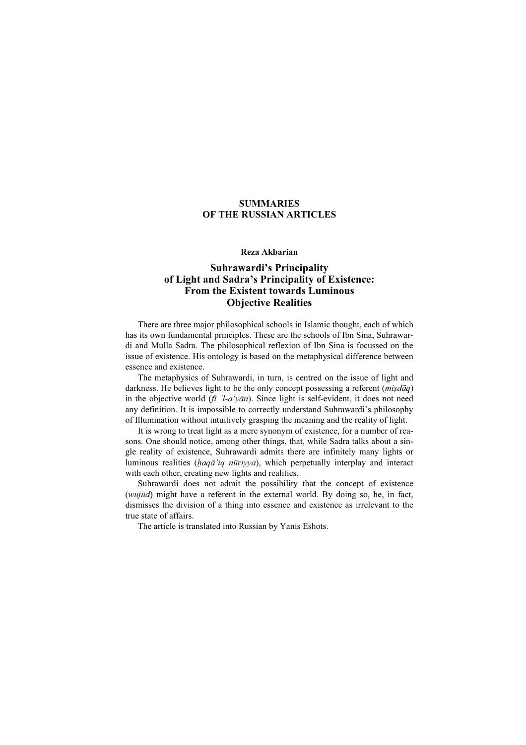# SUMMARIES OF THE RUSSIAN ARTICLES

**Reza Akbarian**

## Suhrawardi's Principality of Light and Sadra's Principality of Existence: From the Existent towards Luminous Objective Realities

There are three major philosophical schools in Islamic thought, each of which has its own fundamental principles. These are the schools of Ibn Sina, Suhrawardi and Mulla Sadra. The philosophical reflexion of Ibn Sina is focussed on the issue of existence. His ontology is based on the metaphysical difference between essence and existence.

The metaphysics of Suhrawardi, in turn, is centred on the issue of light and darkness. He believes light to be the only concept possessing a referent (*miṣdāq*) in the objective world (*fī 'l-a'yān*). Since light is self-evident, it does not need any definition. It is impossible to correctly understand Suhrawardi's philosophy of Illumination without intuitively grasping the meaning and the reality of light.

It is wrong to treat light as a mere synonym of existence, for a number of reasons. One should notice, among other things, that, while Sadra talks about a single reality of existence, Suhrawardi admits there are infinitely many lights or luminous realities (*ḥaqā'iq nūriyya*), which perpetually interplay and interact with each other, creating new lights and realities.

Suhrawardi does not admit the possibility that the concept of existence (*wujūd*) might have a referent in the external world. By doing so, he, in fact, dismisses the division of a thing into essence and existence as irrelevant to the true state of affairs.

The article is translated into Russian by Yanis Eshots.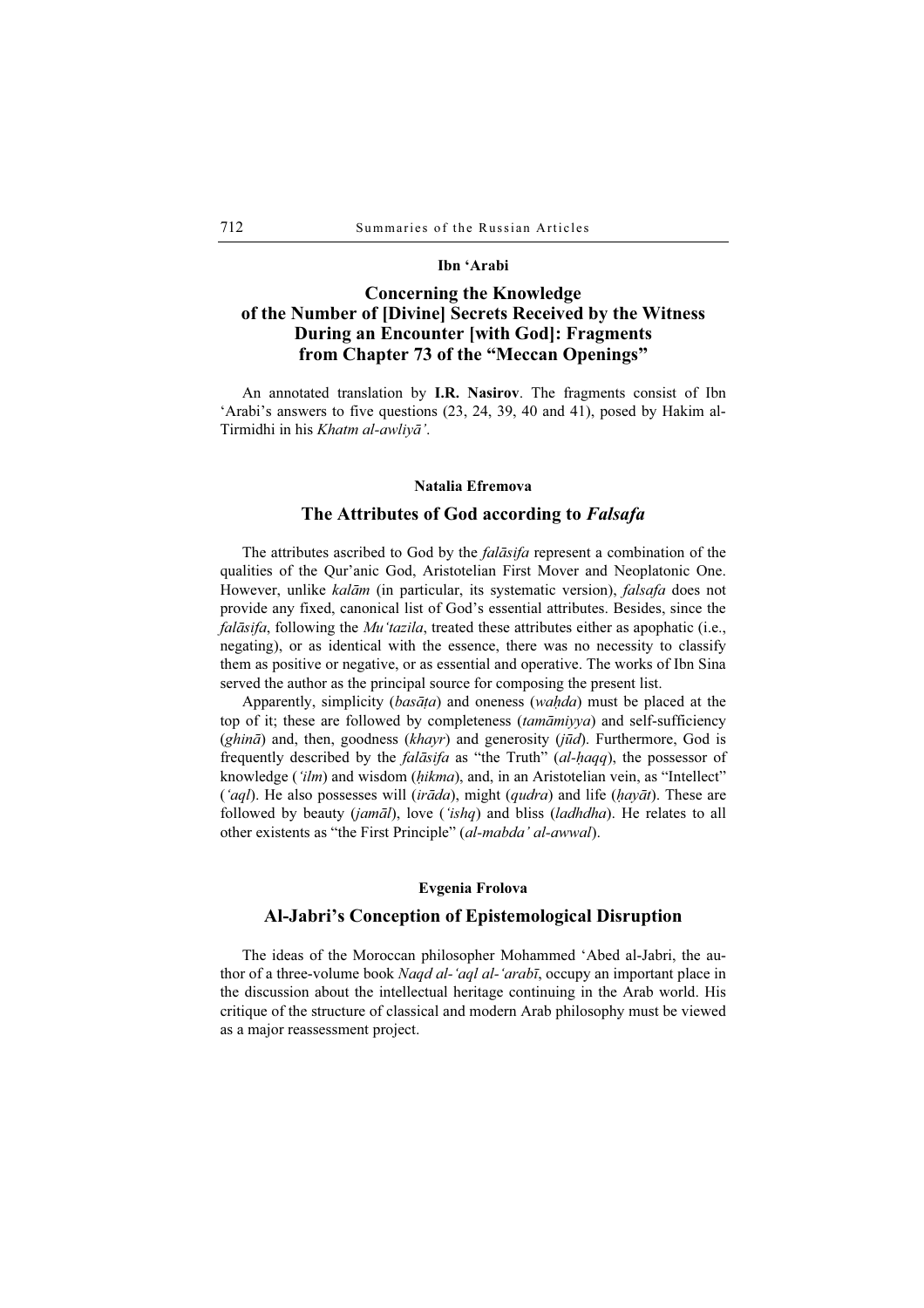**Ibn ʻArabi**

## Concerning the Knowledge of the Number of [Divine] Secrets Received by the Witness During an Encounter [with God]: Fragments from Chapter 73 of the "Meccan Openings"

An annotated translation by **I.R. Nasirov**. The fragments consist of Ibn ʻArabi's answers to five questions (23, 24, 39, 40 and 41), posed by Hakim al-Tirmidhi in his *Khatm al-awliyā'*.

**Natalia Efremova**

## The Attributes of God according to *Falsafa*

The attributes ascribed to God by the *falāsifa* represent a combination of the qualities of the Qur'anic God, Aristotelian First Mover and Neoplatonic One. However, unlike *kalām* (in particular, its systematic version), *falsafa* does not provide any fixed, canonical list of God's essential attributes. Besides, since the *falāsifa*, following the *Muʻtazila*, treated these attributes either as apophatic (i.e., negating), or as identical with the essence, there was no necessity to classify them as positive or negative, or as essential and operative. The works of Ibn Sina served the author as the principal source for composing the present list.

Apparently, simplicity (*basāṭa*) and oneness (*waḥda*) must be placed at the top of it; these are followed by completeness (*tamāmiyya*) and self-sufficiency (*ghinā*) and, then, goodness (*khayr*) and generosity (*jūd*). Furthermore, God is frequently described by the *falāsifa* as "the Truth" (*al-ḥaqq*), the possessor of knowledge (*ʻilm*) and wisdom (*ḥikma*), and, in an Aristotelian vein, as "Intellect" (*ʻaql*). He also possesses will (*irāda*), might (*qudra*) and life (*ḥayāt*). These are followed by beauty (*jamāl*), love (*ʻishq*) and bliss (*ladhdha*). He relates to all other existents as "the First Principle" (*al-mabda' al-awwal*).

**Evgenia Frolova**

## Al-Jabri's Conception of Epistemological Disruption

The ideas of the Moroccan philosopher Mohammed ʻAbed al-Jabri, the author of a three-volume book *Naqd al-ʻaql al-ʻarabī*, occupy an important place in the discussion about the intellectual heritage continuing in the Arab world. His critique of the structure of classical and modern Arab philosophy must be viewed as a major reassessment project.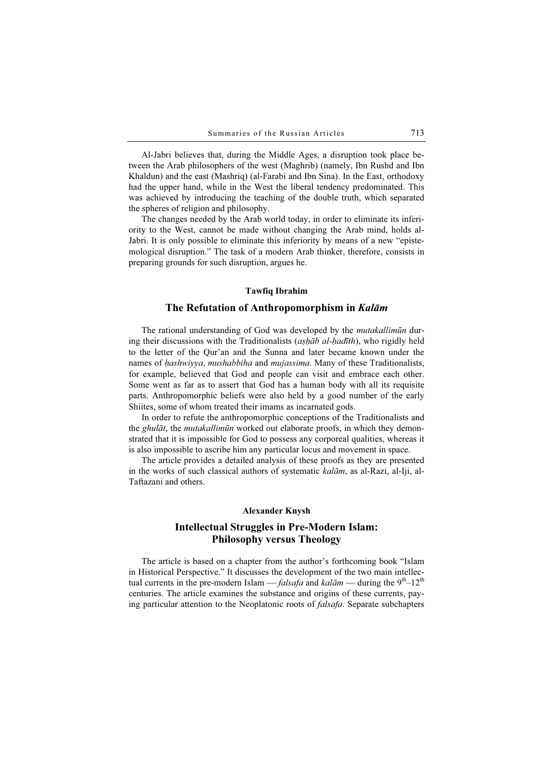Al-Jabri believes that, during the Middle Ages, a disruption took place between the Arab philosophers of the west (Maghrib) (namely, Ibn Rushd and Ibn Khaldun) and the east (Mashriq) (al-Farabi and Ibn Sina). In the East, orthodoxy had the upper hand, while in the West the liberal tendency predominated. This was achieved by introducing the teaching of the double truth, which separated the spheres of religion and philosophy.

The changes needed by the Arab world today, in order to eliminate its inferiority to the West, cannot be made without changing the Arab mind, holds al-Jabri. It is only possible to eliminate this inferiority by means of a new "epistemological disruption." The task of a modern Arab thinker, therefore, consists in preparing grounds for such disruption, argues he.

**Tawfiq Ibrahim**

## The Refutation of Anthropomorphism in *Kalām*

The rational understanding of God was developed by the *mutakallimūn* during their discussions with the Traditionalists (*aṣḥāb al-ḥadīth*), who rigidly held to the letter of the Qur'an and the Sunna and later became known under the names of *ḥashwiyya*, *mushabbiha* and *mujassima*. Many of these Traditionalists, for example, believed that God and people can visit and embrace each other. Some went as far as to assert that God has a human body with all its requisite parts. Anthropomorphic beliefs were also held by a good number of the early Shiites, some of whom treated their imams as incarnated gods.

In order to refute the anthropomorphic conceptions of the Traditionalists and the *ghulāt*, the *mutakallimūn* worked out elaborate proofs, in which they demonstrated that it is impossible for God to possess any corporeal qualities, whereas it is also impossible to ascribe him any particular locus and movement in space.

The article provides a detailed analysis of these proofs as they are presented in the works of such classical authors of systematic *kalām*, as al-Razi, al-Iji, al-Taftazani and others.

**Alexander Knysh**

## Intellectual Struggles in Pre-Modern Islam: Philosophy versus Theology

The article is based on a chapter from the author's forthcoming book "Islam in Historical Perspective." It discusses the development of the two main intellectual currents in the pre-modern Islam — *falsafa* and *kalām* — during the 9th–12th centuries. The article examines the substance and origins of these currents, paying particular attention to the Neoplatonic roots of *falsafa*. Separate subchapters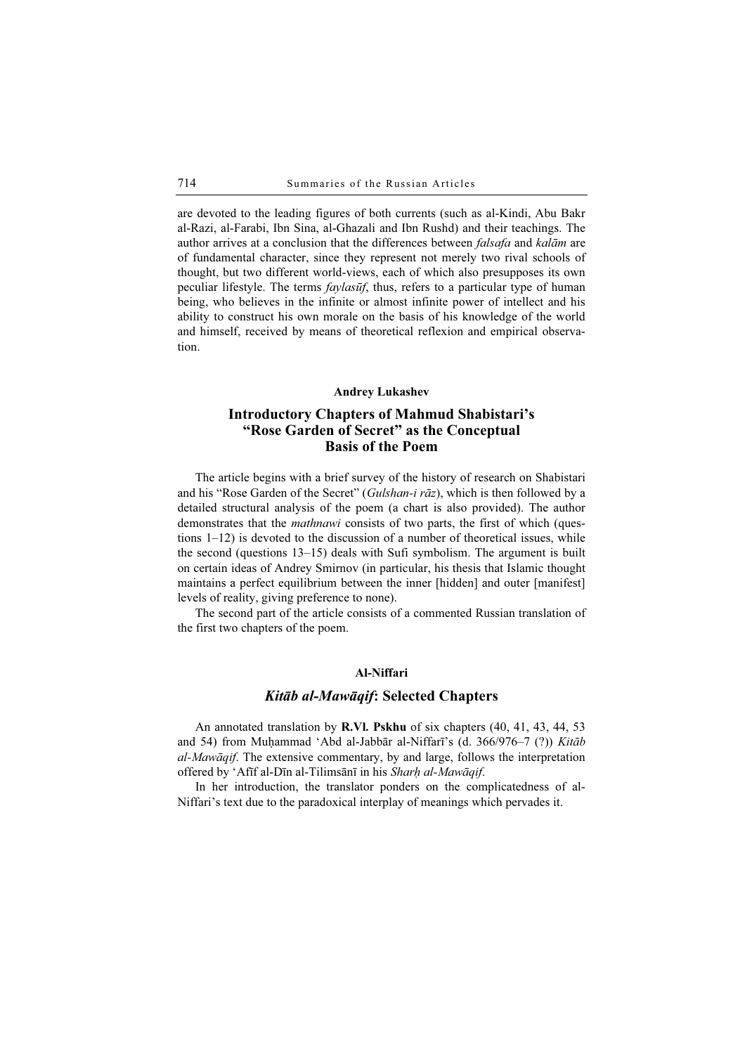are devoted to the leading figures of both currents (such as al-Kindi, Abu Bakr al-Razi, al-Farabi, Ibn Sina, al-Ghazali and Ibn Rushd) and their teachings. The author arrives at a conclusion that the differences between *falsafa* and *kalām* are of fundamental character, since they represent not merely two rival schools of thought, but two different world-views, each of which also presupposes its own peculiar lifestyle. The terms *faylasūf*, thus, refers to a particular type of human being, who believes in the infinite or almost infinite power of intellect and his ability to construct his own morale on the basis of his knowledge of the world and himself, received by means of theoretical reflexion and empirical observation.

**Andrey Lukashev**

## Introductory Chapters of Mahmud Shabistari's "Rose Garden of Secret" as the Conceptual Basis of the Poem

The article begins with a brief survey of the history of research on Shabistari and his "Rose Garden of the Secret" (*Gulshan-i rāz*), which is then followed by a detailed structural analysis of the poem (a chart is also provided). The author demonstrates that the *mathnawi* consists of two parts, the first of which (questions 1–12) is devoted to the discussion of a number of theoretical issues, while the second (questions 13–15) deals with Sufi symbolism. The argument is built on certain ideas of Andrey Smirnov (in particular, his thesis that Islamic thought maintains a perfect equilibrium between the inner [hidden] and outer [manifest] levels of reality, giving preference to none).

The second part of the article consists of a commented Russian translation of the first two chapters of the poem.

**Al-Niffari**

## *Kitāb al-Mawāqif*: Selected Chapters

An annotated translation by **R.Vl. Pskhu** of six chapters (40, 41, 43, 44, 53 and 54) from Muḥammad 'Abd al-Jabbār al-Niffarī's (d. 366/976–7 (?)) *Kitāb al-Mawāqif*. The extensive commentary, by and large, follows the interpretation offered by 'Afīf al-Dīn al-Tilimsānī in his *Sharḥ al-Mawāqif*.

In her introduction, the translator ponders on the complicatedness of al-Niffari's text due to the paradoxical interplay of meanings which pervades it.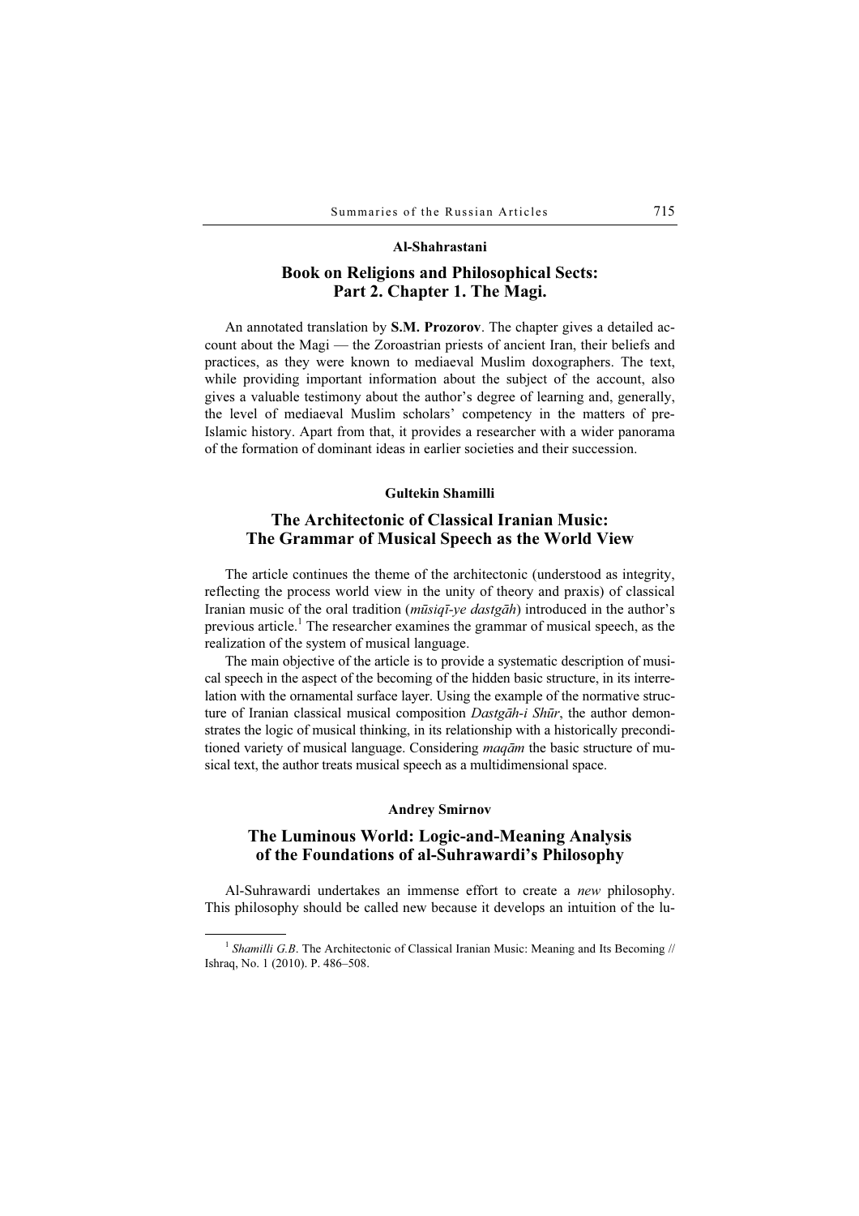**Al-Shahrastani**

## Book on Religions and Philosophical Sects: Part 2. Chapter 1. The Magi.

An annotated translation by **S.M. Prozorov**. The chapter gives a detailed account about the Magi — the Zoroastrian priests of ancient Iran, their beliefs and practices, as they were known to mediaeval Muslim doxographers. The text, while providing important information about the subject of the account, also gives a valuable testimony about the author's degree of learning and, generally, the level of mediaeval Muslim scholars' competency in the matters of pre-Islamic history. Apart from that, it provides a researcher with a wider panorama of the formation of dominant ideas in earlier societies and their succession.

**Gultekin Shamilli**

## The Architectonic of Classical Iranian Music: The Grammar of Musical Speech as the World View

The article continues the theme of the architectonic (understood as integrity, reflecting the process world view in the unity of theory and praxis) of classical Iranian music of the oral tradition (*mūsiqī-ye dastgāh*) introduced in the author's previous article.[1] The researcher examines the grammar of musical speech, as the realization of the system of musical language.

The main objective of the article is to provide a systematic description of musical speech in the aspect of the becoming of the hidden basic structure, in its interrelation with the ornamental surface layer. Using the example of the normative structure of Iranian classical musical composition *Dastgāh-i Shūr*, the author demonstrates the logic of musical thinking, in its relationship with a historically preconditioned variety of musical language. Considering *maqām* the basic structure of musical text, the author treats musical speech as a multidimensional space.

**Andrey Smirnov**

## The Luminous World: Logic-and-Meaning Analysis of the Foundations of al-Suhrawardi's Philosophy

Al-Suhrawardi undertakes an immense effort to create a *new* philosophy. This philosophy should be called new because it develops an intuition of the lu-

[1] *Shamilli G.B*. The Architectonic of Classical Iranian Music: Meaning and Its Becoming // Ishraq, No. 1 (2010). P. 486–508.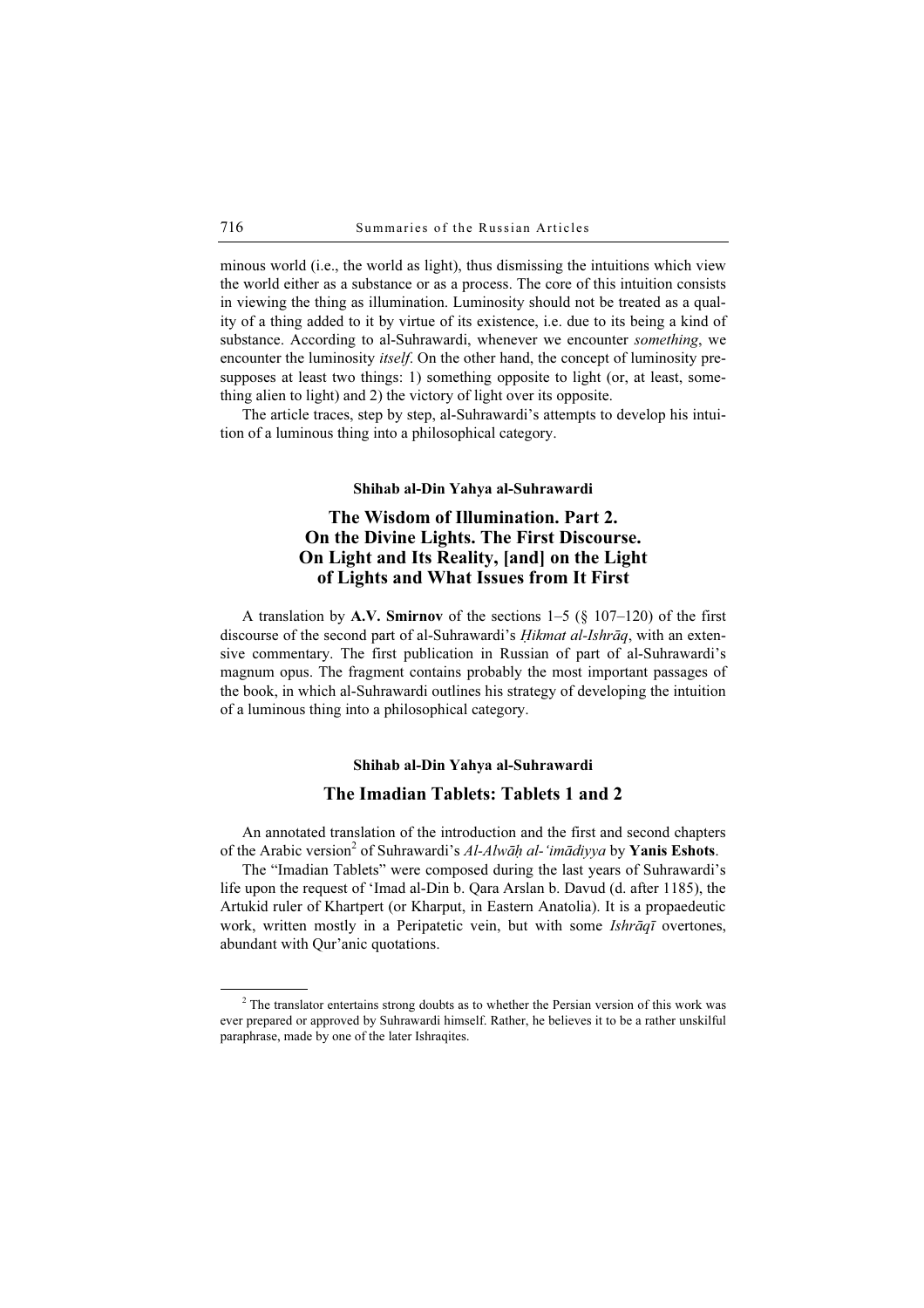minous world (i.e., the world as light), thus dismissing the intuitions which view the world either as a substance or as a process. The core of this intuition consists in viewing the thing as illumination. Luminosity should not be treated as a quality of a thing added to it by virtue of its existence, i.e. due to its being a kind of substance. According to al-Suhrawardi, whenever we encounter *something*, we encounter the luminosity *itself*. On the other hand, the concept of luminosity presupposes at least two things: 1) something opposite to light (or, at least, something alien to light) and 2) the victory of light over its opposite.

The article traces, step by step, al-Suhrawardi's attempts to develop his intuition of a luminous thing into a philosophical category.

**Shihab al-Din Yahya al-Suhrawardi**

## The Wisdom of Illumination. Part 2. On the Divine Lights. The First Discourse. On Light and Its Reality, [and] on the Light of Lights and What Issues from It First

A translation by **A.V. Smirnov** of the sections 1–5 (§ 107–120) of the first discourse of the second part of al-Suhrawardi's *Ḥikmat al-Ishrāq*, with an extensive commentary. The first publication in Russian of part of al-Suhrawardi's magnum opus. The fragment contains probably the most important passages of the book, in which al-Suhrawardi outlines his strategy of developing the intuition of a luminous thing into a philosophical category.

**Shihab al-Din Yahya al-Suhrawardi**

## The Imadian Tablets: Tablets 1 and 2

An annotated translation of the introduction and the first and second chapters of the Arabic version[2] of Suhrawardi's *Al-Alwāḥ al-ʿimādiyya* by **Yanis Eshots**.

The "Imadian Tablets" were composed during the last years of Suhrawardi's life upon the request of ʿImad al-Din b. Qara Arslan b. Davud (d. after 1185), the Artukid ruler of Khartpert (or Kharput, in Eastern Anatolia). It is a propaedeutic work, written mostly in a Peripatetic vein, but with some *Ishrāqī* overtones, abundant with Qur'anic quotations.

---

[2] The translator entertains strong doubts as to whether the Persian version of this work was ever prepared or approved by Suhrawardi himself. Rather, he believes it to be a rather unskilful paraphrase, made by one of the later Ishraqites.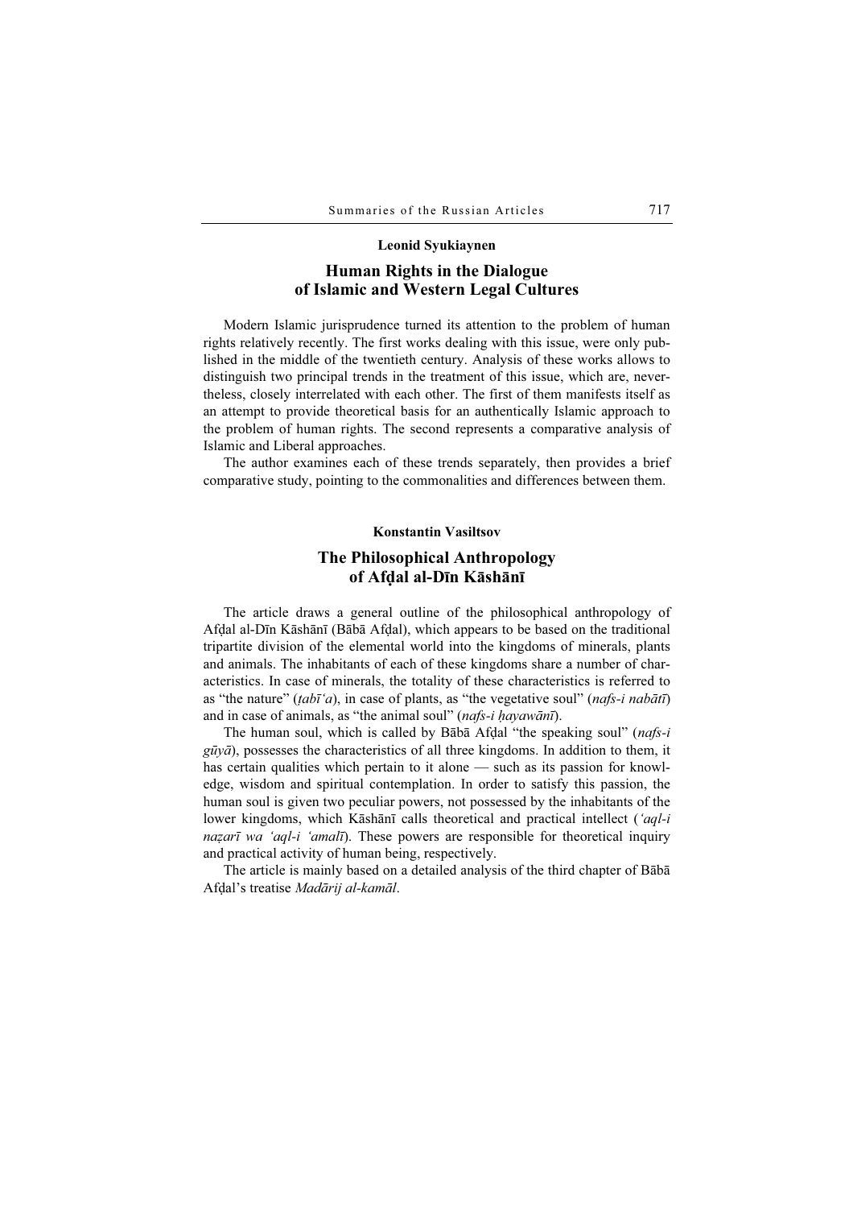**Leonid Syukiaynen**

## Human Rights in the Dialogue of Islamic and Western Legal Cultures

Modern Islamic jurisprudence turned its attention to the problem of human rights relatively recently. The first works dealing with this issue, were only published in the middle of the twentieth century. Analysis of these works allows to distinguish two principal trends in the treatment of this issue, which are, nevertheless, closely interrelated with each other. The first of them manifests itself as an attempt to provide theoretical basis for an authentically Islamic approach to the problem of human rights. The second represents a comparative analysis of Islamic and Liberal approaches.

The author examines each of these trends separately, then provides a brief comparative study, pointing to the commonalities and differences between them.

**Konstantin Vasiltsov**

## The Philosophical Anthropology of Afḍal al-Dīn Kāshānī

The article draws a general outline of the philosophical anthropology of Afḍal al-Dīn Kāshānī (Bābā Afḍal), which appears to be based on the traditional tripartite division of the elemental world into the kingdoms of minerals, plants and animals. The inhabitants of each of these kingdoms share a number of characteristics. In case of minerals, the totality of these characteristics is referred to as "the nature" (*ṭabīʻa*), in case of plants, as "the vegetative soul" (*nafs-i nabātī*) and in case of animals, as "the animal soul" (*nafs-i ḥayawānī*).

The human soul, which is called by Bābā Afḍal "the speaking soul" (*nafs-i gūyā*), possesses the characteristics of all three kingdoms. In addition to them, it has certain qualities which pertain to it alone — such as its passion for knowledge, wisdom and spiritual contemplation. In order to satisfy this passion, the human soul is given two peculiar powers, not possessed by the inhabitants of the lower kingdoms, which Kāshānī calls theoretical and practical intellect (*ʻaql-i naẓarī wa ʻaql-i ʻamalī*). These powers are responsible for theoretical inquiry and practical activity of human being, respectively.

The article is mainly based on a detailed analysis of the third chapter of Bābā Afḍal's treatise *Madārij al-kamāl*.